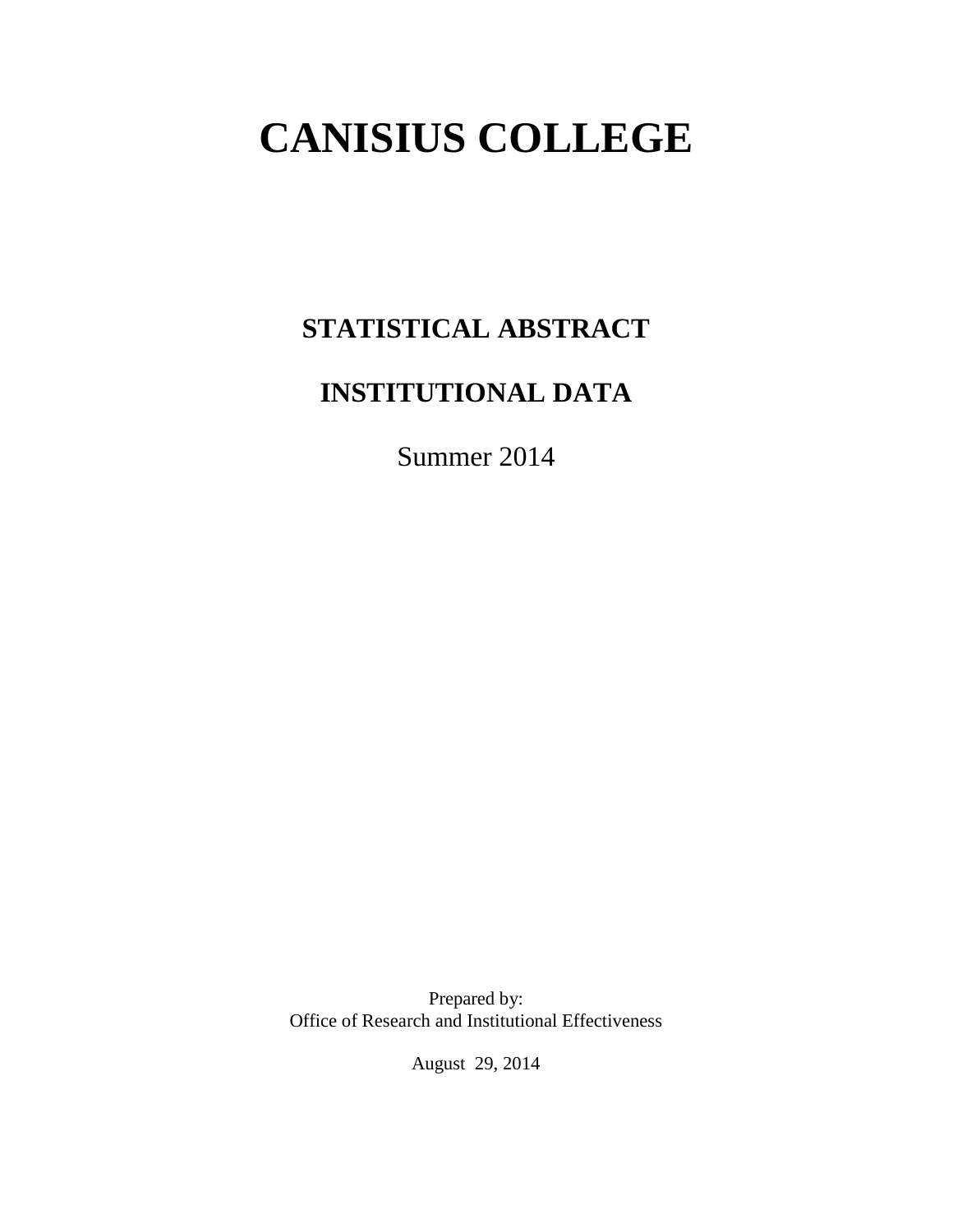# CANISIUS COLLEGE

## STATISTICAL ABSTRACT

## INSTITUTIONAL DATA

Summer 2014

Prepared by:
Office of Research and Institutional Effectiveness

August 29, 2014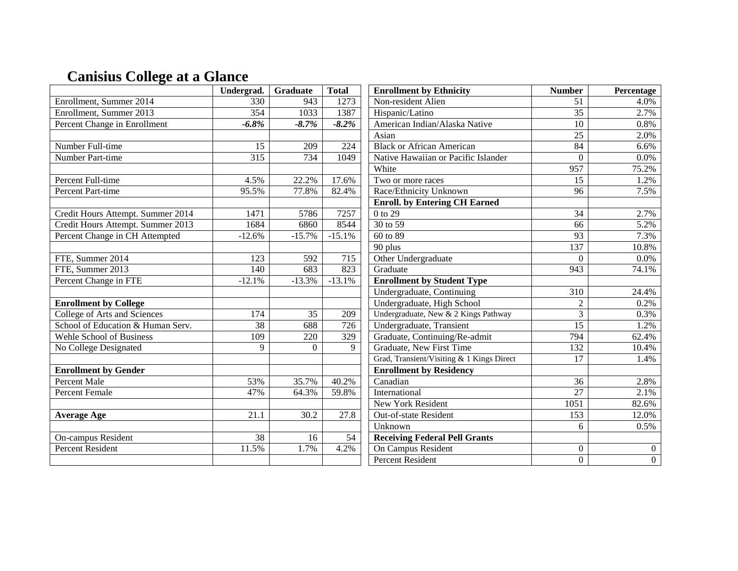# Canisius College at a Glance

| | Undergrad. | Graduate | Total |
|---|---|---|---|
| Enrollment, Summer 2014 | 330 | 943 | 1273 |
| Enrollment, Summer 2013 | 354 | 1033 | 1387 |
| Percent Change in Enrollment | ***-6.8%*** | ***-8.7%*** | ***-8.2%*** |
| | | | |
| Number Full-time | 15 | 209 | 224 |
| Number Part-time | 315 | 734 | 1049 |
| | | | |
| Percent Full-time | 4.5% | 22.2% | 17.6% |
| Percent Part-time | 95.5% | 77.8% | 82.4% |
| | | | |
| Credit Hours Attempt. Summer 2014 | 1471 | 5786 | 7257 |
| Credit Hours Attempt. Summer 2013 | 1684 | 6860 | 8544 |
| Percent Change in CH Attempted | -12.6% | -15.7% | -15.1% |
| | | | |
| FTE, Summer 2014 | 123 | 592 | 715 |
| FTE, Summer 2013 | 140 | 683 | 823 |
| Percent Change in FTE | -12.1% | -13.3% | -13.1% |
| | | | |
| **Enrollment by College** | | | |
| College of Arts and Sciences | 174 | 35 | 209 |
| School of Education & Human Serv. | 38 | 688 | 726 |
| Wehle School of Business | 109 | 220 | 329 |
| No College Designated | 9 | 0 | 9 |
| | | | |
| **Enrollment by Gender** | | | |
| Percent Male | 53% | 35.7% | 40.2% |
| Percent Female | 47% | 64.3% | 59.8% |
| | | | |
| **Average Age** | 21.1 | 30.2 | 27.8 |
| | | | |
| On-campus Resident | 38 | 16 | 54 |
| Percent Resident | 11.5% | 1.7% | 4.2% |

| Enrollment by Ethnicity | Number | Percentage |
|---|---|---|
| Non-resident Alien | 51 | 4.0% |
| Hispanic/Latino | 35 | 2.7% |
| American Indian/Alaska Native | 10 | 0.8% |
| Asian | 25 | 2.0% |
| Black or African American | 84 | 6.6% |
| Native Hawaiian or Pacific Islander | 0 | 0.0% |
| White | 957 | 75.2% |
| Two or more races | 15 | 1.2% |
| Race/Ethnicity Unknown | 96 | 7.5% |
| **Enroll. by Entering CH Earned** | | |
| 0 to 29 | 34 | 2.7% |
| 30 to 59 | 66 | 5.2% |
| 60 to 89 | 93 | 7.3% |
| 90 plus | 137 | 10.8% |
| Other Undergraduate | 0 | 0.0% |
| Graduate | 943 | 74.1% |
| **Enrollment by Student Type** | | |
| Undergraduate, Continuing | 310 | 24.4% |
| Undergraduate, High School | 2 | 0.2% |
| Undergraduate, New & 2 Kings Pathway | 3 | 0.3% |
| Undergraduate, Transient | 15 | 1.2% |
| Graduate, Continuing/Re-admit | 794 | 62.4% |
| Graduate, New First Time | 132 | 10.4% |
| Grad, Transient/Visiting & 1 Kings Direct | 17 | 1.4% |
| **Enrollment by Residency** | | |
| Canadian | 36 | 2.8% |
| International | 27 | 2.1% |
| New York Resident | 1051 | 82.6% |
| Out-of-state Resident | 153 | 12.0% |
| Unknown | 6 | 0.5% |
| **Receiving Federal Pell Grants** | | |
| On Campus Resident | 0 | 0 |
| Percent Resident | 0 | 0 |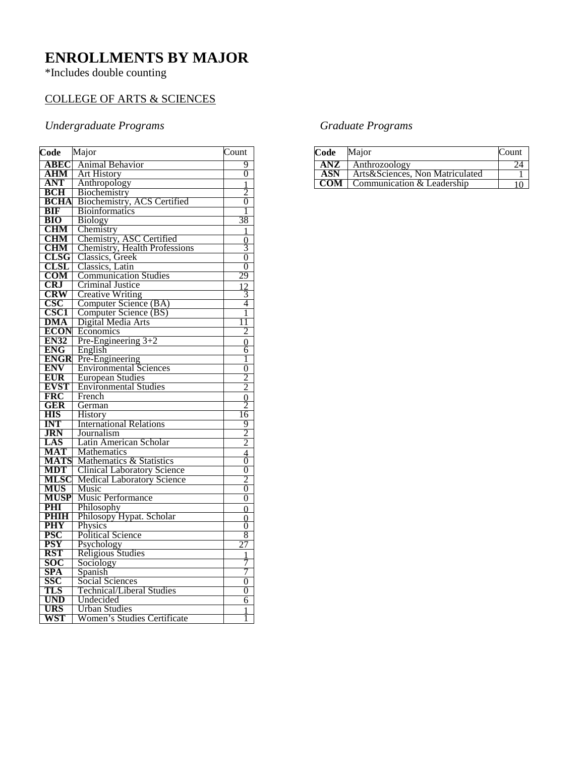# ENROLLMENTS BY MAJOR

*Includes double counting

COLLEGE OF ARTS & SCIENCES

### *Undergraduate Programs*

| Code | Major | Count |
|---|---|---|
| **ABEC** | Animal Behavior | 9 |
| **AHM** | Art History | 0 |
| **ANT** | Anthropology | 1 |
| **BCH** | Biochemistry | 2 |
| **BCHA** | Biochemistry, ACS Certified | 0 |
| **BIF** | Bioinformatics | 1 |
| **BIO** | Biology | 38 |
| **CHM** | Chemistry | 1 |
| **CHM** | Chemistry, ASC Certified | 0 |
| **CHM** | Chemistry, Health Professions | 3 |
| **CLSG** | Classics, Greek | 0 |
| **CLSL** | Classics, Latin | 0 |
| **COM** | Communication Studies | 29 |
| **CRJ** | Criminal Justice | 12 |
| **CRW** | Creative Writing | 3 |
| **CSC** | Computer Science (BA) | 4 |
| **CSC1** | Computer Science (BS) | 1 |
| **DMA** | Digital Media Arts | 11 |
| **ECON** | Economics | 2 |
| **EN32** | Pre-Engineering 3+2 | 0 |
| **ENG** | English | 6 |
| **ENGR** | Pre-Engineering | 1 |
| **ENV** | Environmental Sciences | 0 |
| **EUR** | European Studies | 2 |
| **EVST** | Environmental Studies | 2 |
| **FRC** | French | 0 |
| **GER** | German | 2 |
| **HIS** | History | 16 |
| **INT** | International Relations | 9 |
| **JRN** | Journalism | 2 |
| **LAS** | Latin American Scholar | 2 |
| **MAT** | Mathematics | 4 |
| **MATS** | Mathematics & Statistics | 0 |
| **MDT** | Clinical Laboratory Science | 0 |
| **MLSC** | Medical Laboratory Science | 2 |
| **MUS** | Music | 0 |
| **MUSP** | Music Performance | 0 |
| **PHI** | Philosophy | 0 |
| **PHIH** | Philosopy Hypat. Scholar | 0 |
| **PHY** | Physics | 0 |
| **PSC** | Political Science | 8 |
| **PSY** | Psychology | 27 |
| **RST** | Religious Studies | 1 |
| **SOC** | Sociology | 7 |
| **SPA** | Spanish | 7 |
| **SSC** | Social Sciences | 0 |
| **TLS** | Technical/Liberal Studies | 0 |
| **UND** | Undecided | 6 |
| **URS** | Urban Studies | 1 |
| **WST** | Women's Studies Certificate | 1 |

### *Graduate Programs*

| Code | Major | Count |
|---|---|---|
| **ANZ** | Anthrozoology | 24 |
| **ASN** | Arts&Sciences, Non Matriculated | 1 |
| **COM** | Communication & Leadership | 10 |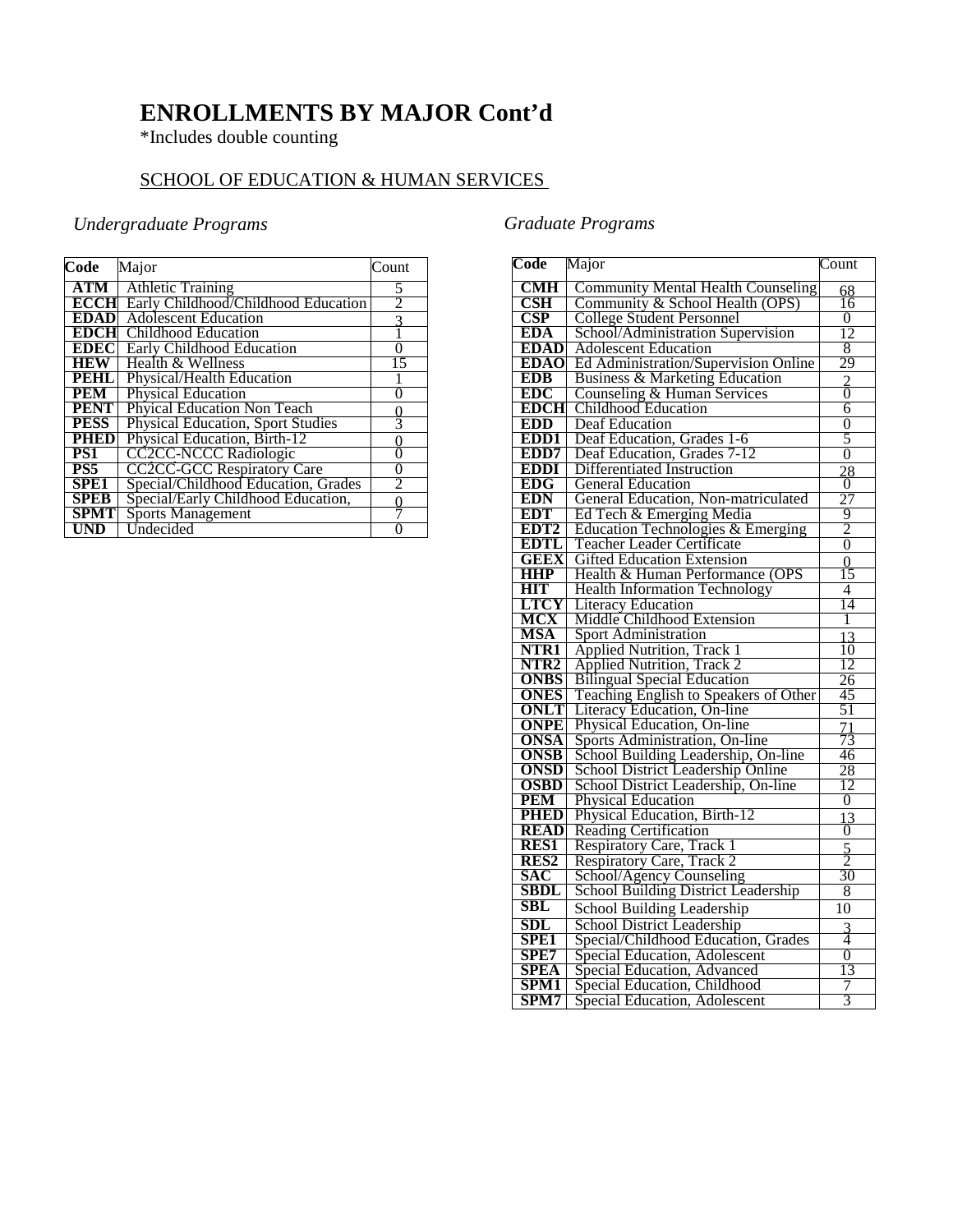# ENROLLMENTS BY MAJOR Cont'd

*Includes double counting

SCHOOL OF EDUCATION & HUMAN SERVICES

*Undergraduate Programs*

| Code | Major | Count |
|---|---|---|
| ATM | Athletic Training | 5 |
| ECCH | Early Childhood/Childhood Education | 2 |
| EDAD | Adolescent Education | 3 |
| EDCH | Childhood Education | 1 |
| EDEC | Early Childhood Education | 0 |
| HEW | Health & Wellness | 15 |
| PEHL | Physical/Health Education | 1 |
| PEM | Physical Education | 0 |
| PENT | Phyical Education Non Teach | 0 |
| PESS | Physical Education, Sport Studies | 3 |
| PHED | Physical Education, Birth-12 | 0 |
| PS1 | CC2CC-NCCC Radiologic | 0 |
| PS5 | CC2CC-GCC Respiratory Care | 0 |
| SPE1 | Special/Childhood Education, Grades | 2 |
| SPEB | Special/Early Childhood Education, | 0 |
| SPMT | Sports Management | 7 |
| UND | Undecided | 0 |

*Graduate Programs*

| Code | Major | Count |
|---|---|---|
| CMH | Community Mental Health Counseling | 68 |
| CSH | Community & School Health (OPS) | 16 |
| CSP | College Student Personnel | 0 |
| EDA | School/Administration Supervision | 12 |
| EDAD | Adolescent Education | 8 |
| EDAO | Ed Administration/Supervision Online | 29 |
| EDB | Business & Marketing Education | 2 |
| EDC | Counseling & Human Services | 0 |
| EDCH | Childhood Education | 6 |
| EDD | Deaf Education | 0 |
| EDD1 | Deaf Education, Grades 1-6 | 5 |
| EDD7 | Deaf Education, Grades 7-12 | 0 |
| EDDI | Differentiated Instruction | 28 |
| EDG | General Education | 0 |
| EDN | General Education, Non-matriculated | 27 |
| EDT | Ed Tech & Emerging Media | 9 |
| EDT2 | Education Technologies & Emerging | 2 |
| EDTL | Teacher Leader Certificate | 0 |
| GEEX | Gifted Education Extension | 0 |
| HHP | Health & Human Performance (OPS | 15 |
| HIT | Health Information Technology | 4 |
| LTCY | Literacy Education | 14 |
| MCX | Middle Childhood Extension | 1 |
| MSA | Sport Administration | 13 |
| NTR1 | Applied Nutrition, Track 1 | 10 |
| NTR2 | Applied Nutrition, Track 2 | 12 |
| ONBS | Bilingual Special Education | 26 |
| ONES | Teaching English to Speakers of Other | 45 |
| ONLT | Literacy Education, On-line | 51 |
| ONPE | Physical Education, On-line | 71 |
| ONSA | Sports Administration, On-line | 73 |
| ONSB | School Building Leadership, On-line | 46 |
| ONSD | School District Leadership Online | 28 |
| OSBD | School District Leadership, On-line | 12 |
| PEM | Physical Education | 0 |
| PHED | Physical Education, Birth-12 | 13 |
| READ | Reading Certification | 0 |
| RES1 | Respiratory Care, Track 1 | 5 |
| RES2 | Respiratory Care, Track 2 | 2 |
| SAC | School/Agency Counseling | 30 |
| SBDL | School Building District Leadership | 8 |
| SBL | School Building Leadership | 10 |
| SDL | School District Leadership | 3 |
| SPE1 | Special/Childhood Education, Grades | 4 |
| SPE7 | Special Education, Adolescent | 0 |
| SPEA | Special Education, Advanced | 13 |
| SPM1 | Special Education, Childhood | 7 |
| SPM7 | Special Education, Adolescent | 3 |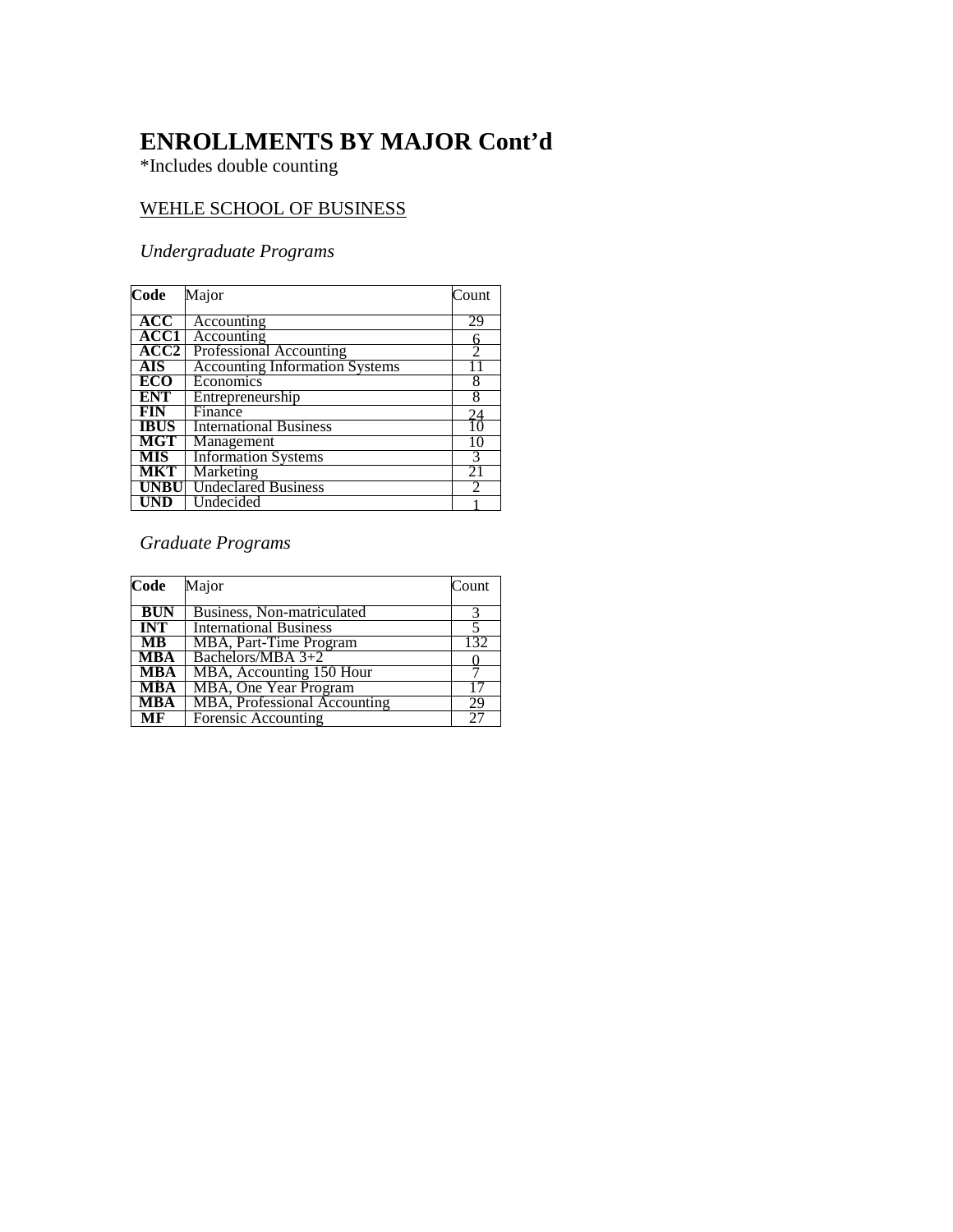# ENROLLMENTS BY MAJOR Cont'd

*Includes double counting

WEHLE SCHOOL OF BUSINESS

*Undergraduate Programs*

| Code | Major | Count |
|---|---|---|
| **ACC** | Accounting | 29 |
| **ACC1** | Accounting | 6 |
| **ACC2** | Professional Accounting | 2 |
| **AIS** | Accounting Information Systems | 11 |
| **ECO** | Economics | 8 |
| **ENT** | Entrepreneurship | 8 |
| **FIN** | Finance | 24 |
| **IBUS** | International Business | 10 |
| **MGT** | Management | 10 |
| **MIS** | Information Systems | 3 |
| **MKT** | Marketing | 21 |
| **UNBU** | Undeclared Business | 2 |
| **UND** | Undecided | 1 |

*Graduate Programs*

| Code | Major | Count |
|---|---|---|
| **BUN** | Business, Non-matriculated | 3 |
| **INT** | International Business | 5 |
| **MB** | MBA, Part-Time Program | 132 |
| **MBA** | Bachelors/MBA 3+2 | 0 |
| **MBA** | MBA, Accounting 150 Hour | 7 |
| **MBA** | MBA, One Year Program | 17 |
| **MBA** | MBA, Professional Accounting | 29 |
| **MF** | Forensic Accounting | 27 |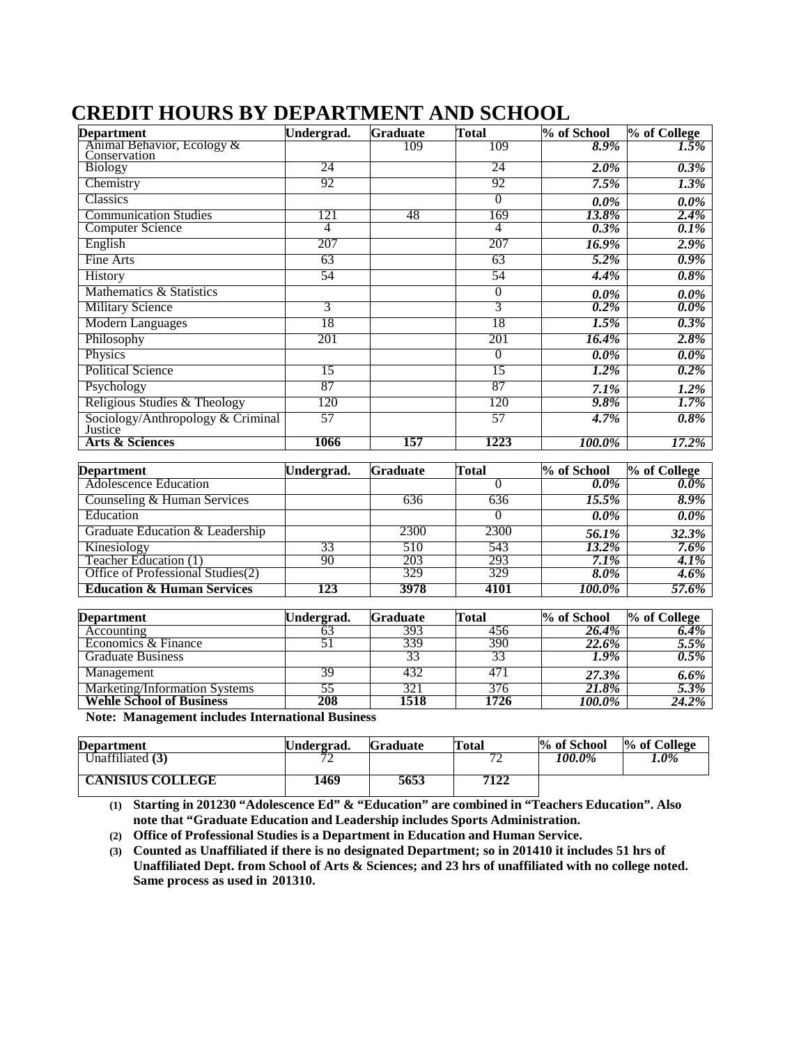# CREDIT HOURS BY DEPARTMENT AND SCHOOL

| Department | Undergrad. | Graduate | Total | % of School | % of College |
|---|---|---|---|---|---|
| Animal Behavior, Ecology & Conservation | | 109 | 109 | *8.9%* | *1.5%* |
| Biology | 24 | | 24 | *2.0%* | *0.3%* |
| Chemistry | 92 | | 92 | *7.5%* | *1.3%* |
| Classics | | | 0 | *0.0%* | *0.0%* |
| Communication Studies | 121 | 48 | 169 | *13.8%* | *2.4%* |
| Computer Science | 4 | | 4 | *0.3%* | *0.1%* |
| English | 207 | | 207 | *16.9%* | *2.9%* |
| Fine Arts | 63 | | 63 | *5.2%* | *0.9%* |
| History | 54 | | 54 | *4.4%* | *0.8%* |
| Mathematics & Statistics | | | 0 | *0.0%* | *0.0%* |
| Military Science | 3 | | 3 | *0.2%* | *0.0%* |
| Modern Languages | 18 | | 18 | *1.5%* | *0.3%* |
| Philosophy | 201 | | 201 | *16.4%* | *2.8%* |
| Physics | | | 0 | *0.0%* | *0.0%* |
| Political Science | 15 | | 15 | *1.2%* | *0.2%* |
| Psychology | 87 | | 87 | *7.1%* | *1.2%* |
| Religious Studies & Theology | 120 | | 120 | *9.8%* | *1.7%* |
| Sociology/Anthropology & Criminal Justice | 57 | | 57 | *4.7%* | *0.8%* |
| **Arts & Sciences** | **1066** | **157** | **1223** | ***100.0%*** | ***17.2%*** |

| Department | Undergrad. | Graduate | Total | % of School | % of College |
|---|---|---|---|---|---|
| Adolescence Education | | | 0 | *0.0%* | *0.0%* |
| Counseling & Human Services | | 636 | 636 | *15.5%* | *8.9%* |
| Education | | | 0 | *0.0%* | *0.0%* |
| Graduate Education & Leadership | | 2300 | 2300 | *56.1%* | *32.3%* |
| Kinesiology | 33 | 510 | 543 | *13.2%* | *7.6%* |
| Teacher Education (1) | 90 | 203 | 293 | *7.1%* | *4.1%* |
| Office of Professional Studies(2) | | 329 | 329 | *8.0%* | *4.6%* |
| **Education & Human Services** | **123** | **3978** | **4101** | ***100.0%*** | ***57.6%*** |

| Department | Undergrad. | Graduate | Total | % of School | % of College |
|---|---|---|---|---|---|
| Accounting | 63 | 393 | 456 | *26.4%* | *6.4%* |
| Economics & Finance | 51 | 339 | 390 | *22.6%* | *5.5%* |
| Graduate Business | | 33 | 33 | *1.9%* | *0.5%* |
| Management | 39 | 432 | 471 | *27.3%* | *6.6%* |
| Marketing/Information Systems | 55 | 321 | 376 | *21.8%* | *5.3%* |
| **Wehle School of Business** | **208** | **1518** | **1726** | ***100.0%*** | ***24.2%*** |

**Note: Management includes International Business**

| Department | Undergrad. | Graduate | Total | % of School | % of College |
|---|---|---|---|---|---|
| Unaffiliated **(3)** | 72 | | 72 | *100.0%* | *1.0%* |
| **CANISIUS COLLEGE** | **1469** | **5653** | **7122** | | |

(1) **Starting in 201230 "Adolescence Ed" & "Education" are combined in "Teachers Education". Also note that "Graduate Education and Leadership includes Sports Administration.**

(2) **Office of Professional Studies is a Department in Education and Human Service.**

(3) **Counted as Unaffiliated if there is no designated Department; so in 201410 it includes 51 hrs of Unaffiliated Dept. from School of Arts & Sciences; and 23 hrs of unaffiliated with no college noted. Same process as used in 201310.**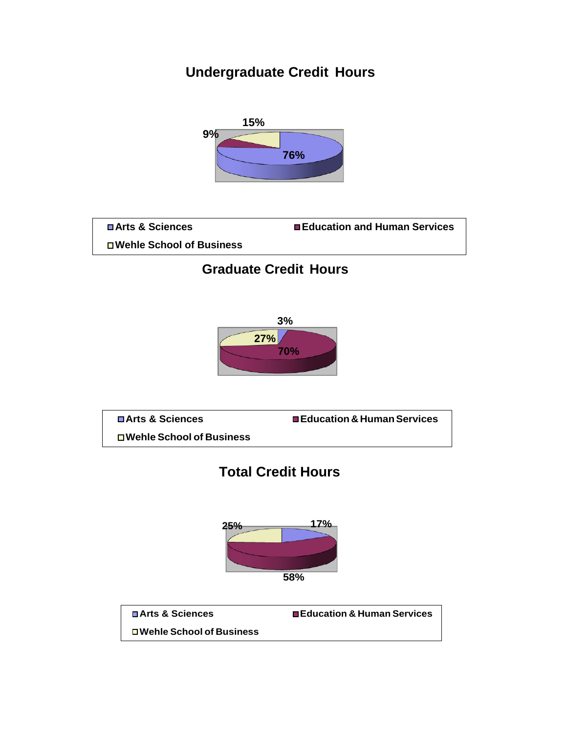## Undergraduate Credit Hours

15%

9%

76%

Arts & Sciences

Education and Human Services

Wehle School of Business

## Graduate Credit Hours

3%

27%

70%

Arts & Sciences

Education & Human Services

Wehle School of Business

## Total Credit Hours

25%

17%

58%

Arts & Sciences

Education & Human Services

Wehle School of Business